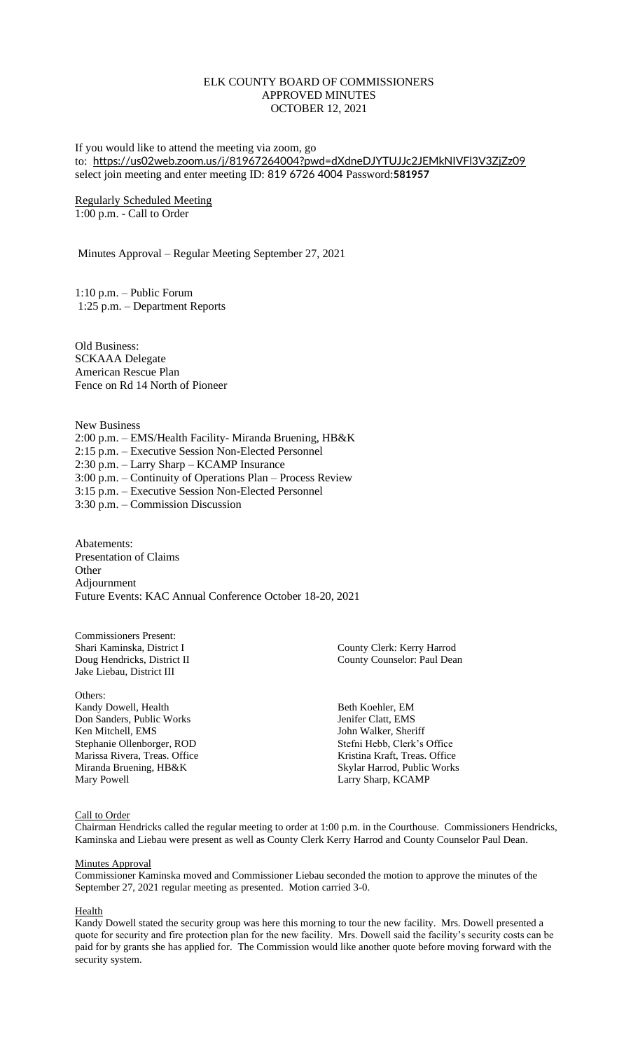# ELK COUNTY BOARD OF COMMISSIONERS
## APPROVED MINUTES
## OCTOBER 12, 2021

If you would like to attend the meeting via zoom, go to: https://us02web.zoom.us/j/81967264004?pwd=dXdneDJYTUJJc2JEMkNIVFl3V3ZjZz09 select join meeting and enter meeting ID: 819 6726 4004 Password:**581957**

Regularly Scheduled Meeting
1:00 p.m. - Call to Order

Minutes Approval – Regular Meeting September 27, 2021

1:10 p.m. – Public Forum
1:25 p.m. – Department Reports

Old Business:
SCKAAA Delegate
American Rescue Plan
Fence on Rd 14 North of Pioneer

New Business
2:00 p.m. – EMS/Health Facility- Miranda Bruening, HB&K
2:15 p.m. – Executive Session Non-Elected Personnel
2:30 p.m. – Larry Sharp – KCAMP Insurance
3:00 p.m. – Continuity of Operations Plan – Process Review
3:15 p.m. – Executive Session Non-Elected Personnel
3:30 p.m. – Commission Discussion

Abatements:
Presentation of Claims
Other
Adjournment
Future Events: KAC Annual Conference October 18-20, 2021

Commissioners Present:
Shari Kaminska, District I
Doug Hendricks, District II
Jake Liebau, District III

County Clerk: Kerry Harrod
County Counselor: Paul Dean

Others:
Kandy Dowell, Health
Don Sanders, Public Works
Ken Mitchell, EMS
Stephanie Ollenborger, ROD
Marissa Rivera, Treas. Office
Miranda Bruening, HB&K
Mary Powell

Beth Koehler, EM
Jenifer Clatt, EMS
John Walker, Sheriff
Stefni Hebb, Clerk's Office
Kristina Kraft, Treas. Office
Skylar Harrod, Public Works
Larry Sharp, KCAMP

Call to Order
Chairman Hendricks called the regular meeting to order at 1:00 p.m. in the Courthouse. Commissioners Hendricks, Kaminska and Liebau were present as well as County Clerk Kerry Harrod and County Counselor Paul Dean.

Minutes Approval
Commissioner Kaminska moved and Commissioner Liebau seconded the motion to approve the minutes of the September 27, 2021 regular meeting as presented. Motion carried 3-0.

Health
Kandy Dowell stated the security group was here this morning to tour the new facility. Mrs. Dowell presented a quote for security and fire protection plan for the new facility. Mrs. Dowell said the facility's security costs can be paid for by grants she has applied for. The Commission would like another quote before moving forward with the security system.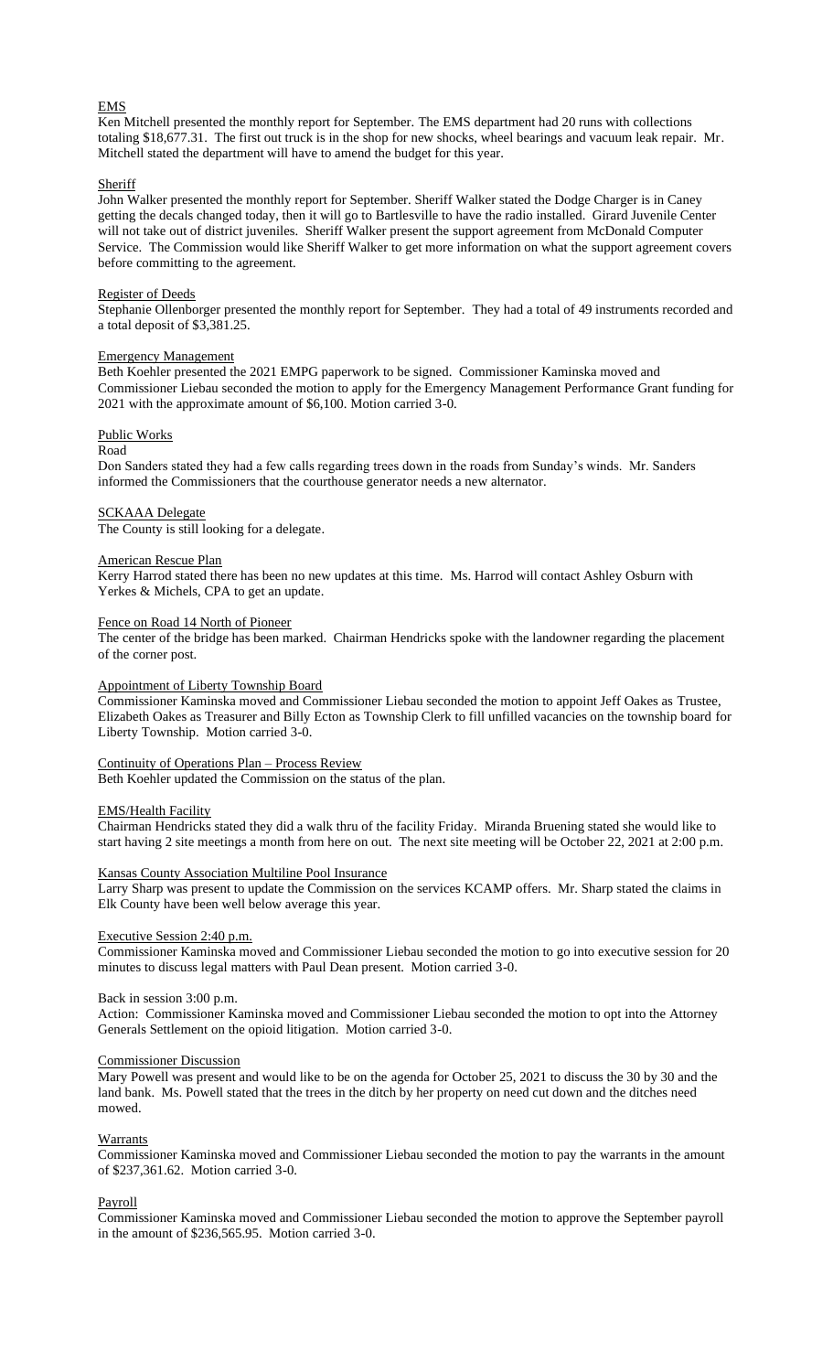## EMS

Ken Mitchell presented the monthly report for September. The EMS department had 20 runs with collections totaling $18,677.31. The first out truck is in the shop for new shocks, wheel bearings and vacuum leak repair. Mr. Mitchell stated the department will have to amend the budget for this year.

## Sheriff

John Walker presented the monthly report for September. Sheriff Walker stated the Dodge Charger is in Caney getting the decals changed today, then it will go to Bartlesville to have the radio installed. Girard Juvenile Center will not take out of district juveniles. Sheriff Walker present the support agreement from McDonald Computer Service. The Commission would like Sheriff Walker to get more information on what the support agreement covers before committing to the agreement.

## Register of Deeds

Stephanie Ollenborger presented the monthly report for September. They had a total of 49 instruments recorded and a total deposit of $3,381.25.

## Emergency Management

Beth Koehler presented the 2021 EMPG paperwork to be signed. Commissioner Kaminska moved and Commissioner Liebau seconded the motion to apply for the Emergency Management Performance Grant funding for 2021 with the approximate amount of $6,100. Motion carried 3-0.

## Public Works

### Road

Don Sanders stated they had a few calls regarding trees down in the roads from Sunday's winds. Mr. Sanders informed the Commissioners that the courthouse generator needs a new alternator.

## SCKAAA Delegate

The County is still looking for a delegate.

## American Rescue Plan

Kerry Harrod stated there has been no new updates at this time. Ms. Harrod will contact Ashley Osburn with Yerkes & Michels, CPA to get an update.

## Fence on Road 14 North of Pioneer

The center of the bridge has been marked. Chairman Hendricks spoke with the landowner regarding the placement of the corner post.

## Appointment of Liberty Township Board

Commissioner Kaminska moved and Commissioner Liebau seconded the motion to appoint Jeff Oakes as Trustee, Elizabeth Oakes as Treasurer and Billy Ecton as Township Clerk to fill unfilled vacancies on the township board for Liberty Township. Motion carried 3-0.

## Continuity of Operations Plan – Process Review

Beth Koehler updated the Commission on the status of the plan.

## EMS/Health Facility

Chairman Hendricks stated they did a walk thru of the facility Friday. Miranda Bruening stated she would like to start having 2 site meetings a month from here on out. The next site meeting will be October 22, 2021 at 2:00 p.m.

## Kansas County Association Multiline Pool Insurance

Larry Sharp was present to update the Commission on the services KCAMP offers. Mr. Sharp stated the claims in Elk County have been well below average this year.

## Executive Session 2:40 p.m.

Commissioner Kaminska moved and Commissioner Liebau seconded the motion to go into executive session for 20 minutes to discuss legal matters with Paul Dean present. Motion carried 3-0.

Back in session 3:00 p.m.

Action: Commissioner Kaminska moved and Commissioner Liebau seconded the motion to opt into the Attorney Generals Settlement on the opioid litigation. Motion carried 3-0.

## Commissioner Discussion

Mary Powell was present and would like to be on the agenda for October 25, 2021 to discuss the 30 by 30 and the land bank. Ms. Powell stated that the trees in the ditch by her property on need cut down and the ditches need mowed.

## Warrants

Commissioner Kaminska moved and Commissioner Liebau seconded the motion to pay the warrants in the amount of $237,361.62. Motion carried 3-0.

## Payroll

Commissioner Kaminska moved and Commissioner Liebau seconded the motion to approve the September payroll in the amount of $236,565.95. Motion carried 3-0.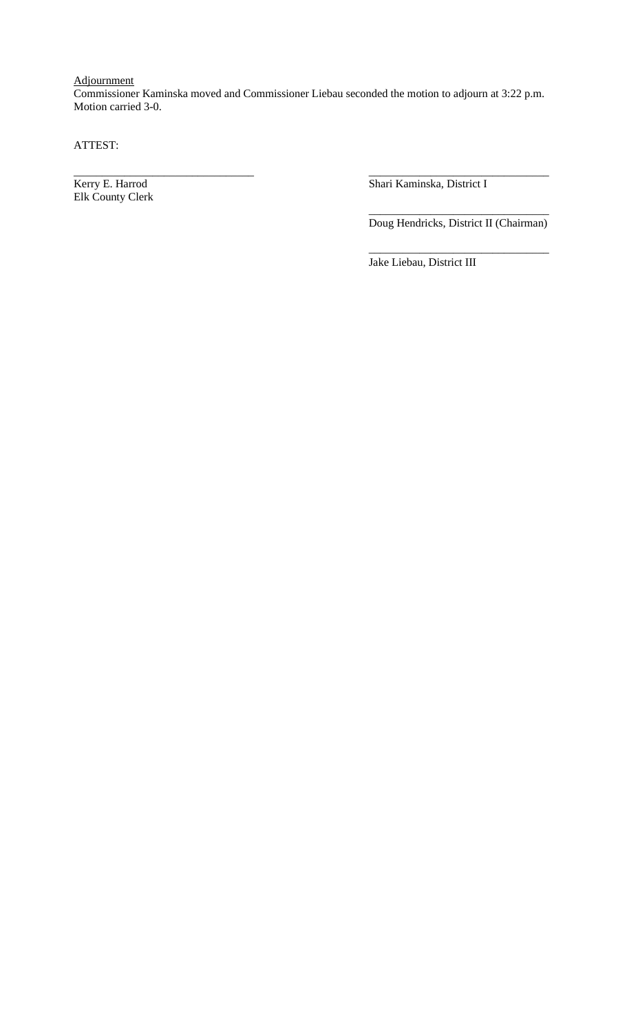<u>Adjournment</u>
Commissioner Kaminska moved and Commissioner Liebau seconded the motion to adjourn at 3:22 p.m.
Motion carried 3-0.

ATTEST:

_______________________________
Kerry E. Harrod
Elk County Clerk

_______________________________
Shari Kaminska, District I

_______________________________
Doug Hendricks, District II (Chairman)

_______________________________
Jake Liebau, District III